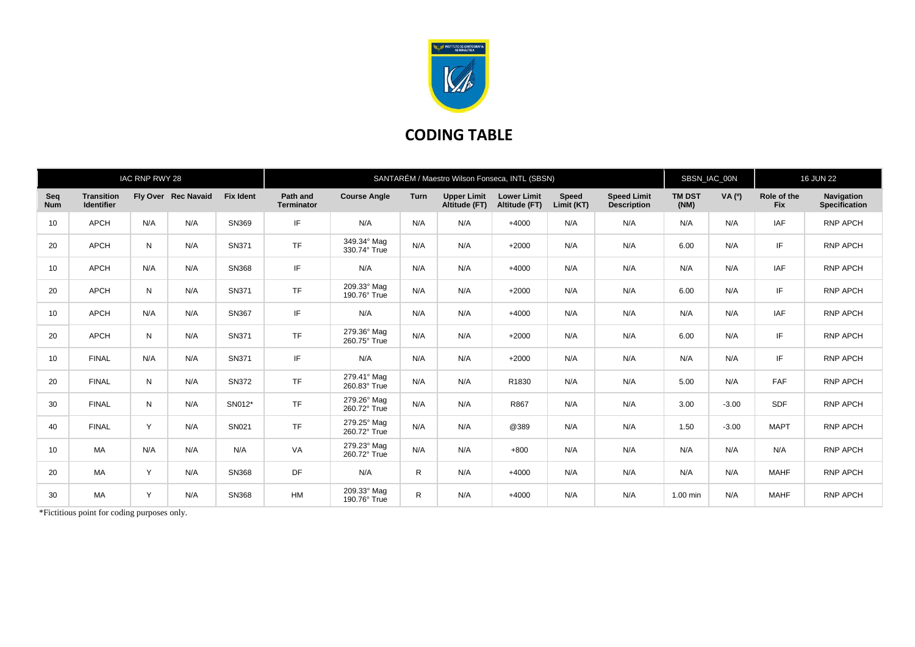# CODING TABLE

| IAC RNP RWY 28 | | | | SANTARÉM / Maestro Wilson Fonseca, INTL (SBSN) | | | | | | | SBSN_IAC_00N | | 16 JUN 22 | |
|---|---|---|---|---|---|---|---|---|---|---|---|---|---|---|
| **Seq Num** | **Transition Identifier** | **Fly Over** | **Rec Navaid** | **Fix Ident** | **Path and Terminator** | **Course Angle** | **Turn** | **Upper Limit Altitude (FT)** | **Lower Limit Altitude (FT)** | **Speed Limit (KT)** | **Speed Limit Description** | **TM DST (NM)** | **VA (º)** | **Role of the Fix** | **Navigation Specification** |
| 10 | APCH | N/A | N/A | SN369 | IF | N/A | N/A | N/A | +4000 | N/A | N/A | N/A | N/A | IAF | RNP APCH |
| 20 | APCH | N | N/A | SN371 | TF | 349.34° Mag 330.74° True | N/A | N/A | +2000 | N/A | N/A | 6.00 | N/A | IF | RNP APCH |
| 10 | APCH | N/A | N/A | SN368 | IF | N/A | N/A | N/A | +4000 | N/A | N/A | N/A | N/A | IAF | RNP APCH |
| 20 | APCH | N | N/A | SN371 | TF | 209.33° Mag 190.76° True | N/A | N/A | +2000 | N/A | N/A | 6.00 | N/A | IF | RNP APCH |
| 10 | APCH | N/A | N/A | SN367 | IF | N/A | N/A | N/A | +4000 | N/A | N/A | N/A | N/A | IAF | RNP APCH |
| 20 | APCH | N | N/A | SN371 | TF | 279.36° Mag 260.75° True | N/A | N/A | +2000 | N/A | N/A | 6.00 | N/A | IF | RNP APCH |
| 10 | FINAL | N/A | N/A | SN371 | IF | N/A | N/A | N/A | +2000 | N/A | N/A | N/A | N/A | IF | RNP APCH |
| 20 | FINAL | N | N/A | SN372 | TF | 279.41° Mag 260.83° True | N/A | N/A | R1830 | N/A | N/A | 5.00 | N/A | FAF | RNP APCH |
| 30 | FINAL | N | N/A | SN012* | TF | 279.26° Mag 260.72° True | N/A | N/A | R867 | N/A | N/A | 3.00 | -3.00 | SDF | RNP APCH |
| 40 | FINAL | Y | N/A | SN021 | TF | 279.25° Mag 260.72° True | N/A | N/A | @389 | N/A | N/A | 1.50 | -3.00 | MAPT | RNP APCH |
| 10 | MA | N/A | N/A | N/A | VA | 279.23° Mag 260.72° True | N/A | N/A | +800 | N/A | N/A | N/A | N/A | N/A | RNP APCH |
| 20 | MA | Y | N/A | SN368 | DF | N/A | R | N/A | +4000 | N/A | N/A | N/A | N/A | MAHF | RNP APCH |
| 30 | MA | Y | N/A | SN368 | HM | 209.33° Mag 190.76° True | R | N/A | +4000 | N/A | N/A | 1.00 min | N/A | MAHF | RNP APCH |

*Fictitious point for coding purposes only.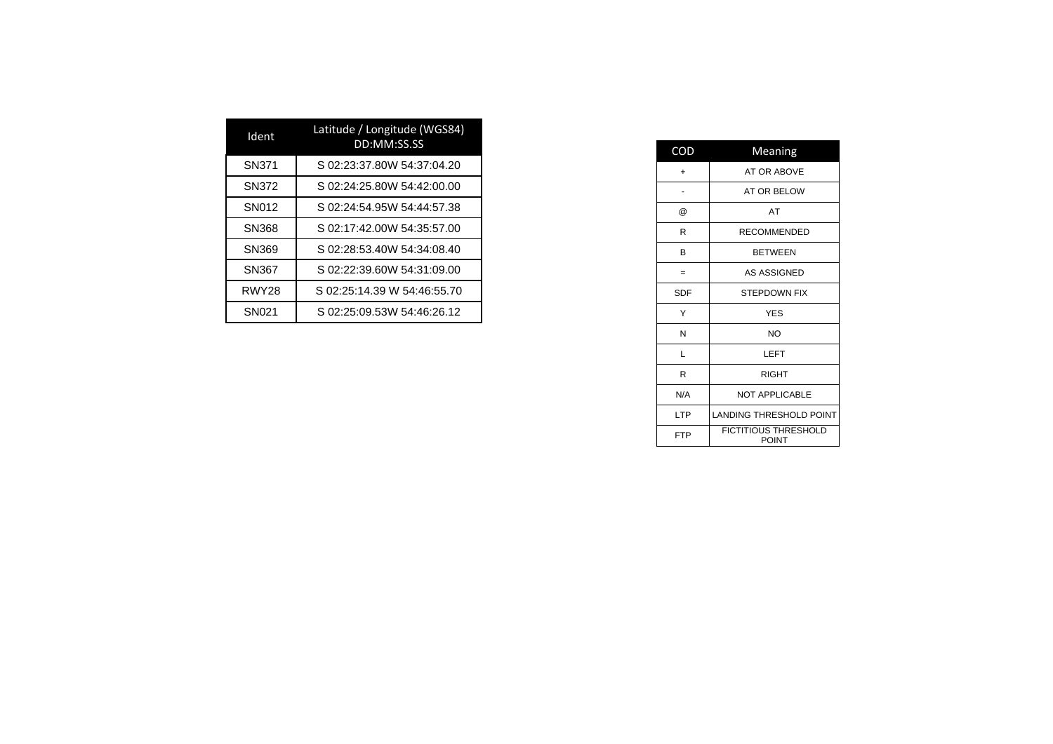| Ident | Latitude / Longitude (WGS84) DD:MM:SS.SS |
|---|---|
| SN371 | S 02:23:37.80W 54:37:04.20 |
| SN372 | S 02:24:25.80W 54:42:00.00 |
| SN012 | S 02:24:54.95W 54:44:57.38 |
| SN368 | S 02:17:42.00W 54:35:57.00 |
| SN369 | S 02:28:53.40W 54:34:08.40 |
| SN367 | S 02:22:39.60W 54:31:09.00 |
| RWY28 | S 02:25:14.39 W 54:46:55.70 |
| SN021 | S 02:25:09.53W 54:46:26.12 |

| COD | Meaning |
|---|---|
| + | AT OR ABOVE |
| - | AT OR BELOW |
| @ | AT |
| R | RECOMMENDED |
| B | BETWEEN |
| = | AS ASSIGNED |
| SDF | STEPDOWN FIX |
| Y | YES |
| N | NO |
| L | LEFT |
| R | RIGHT |
| N/A | NOT APPLICABLE |
| LTP | LANDING THRESHOLD POINT |
| FTP | FICTITIOUS THRESHOLD POINT |